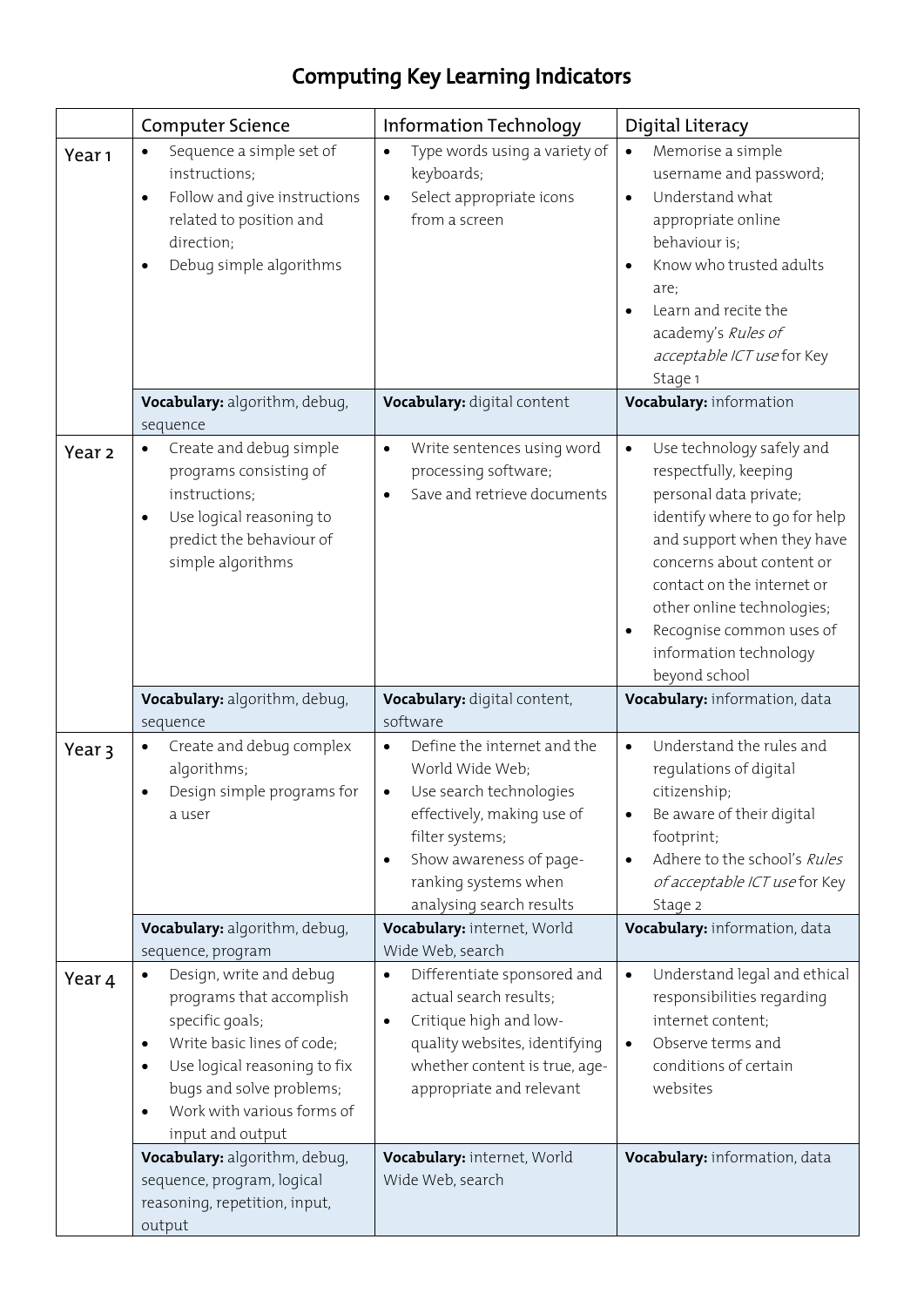# Computing Key Learning Indicators

| | Computer Science | Information Technology | Digital Literacy |
|---|---|---|---|
| Year 1 | • Sequence a simple set of instructions;<br>• Follow and give instructions related to position and direction;<br>• Debug simple algorithms | • Type words using a variety of keyboards;<br>• Select appropriate icons from a screen | • Memorise a simple username and password;<br>• Understand what appropriate online behaviour is;<br>• Know who trusted adults are;<br>• Learn and recite the academy's *Rules of acceptable ICT use* for Key Stage 1 |
| | **Vocabulary:** algorithm, debug, sequence | **Vocabulary:** digital content | **Vocabulary:** information |
| Year 2 | • Create and debug simple programs consisting of instructions;<br>• Use logical reasoning to predict the behaviour of simple algorithms | • Write sentences using word processing software;<br>• Save and retrieve documents | • Use technology safely and respectfully, keeping personal data private; identify where to go for help and support when they have concerns about content or contact on the internet or other online technologies;<br>• Recognise common uses of information technology beyond school |
| | **Vocabulary:** algorithm, debug, sequence | **Vocabulary:** digital content, software | **Vocabulary:** information, data |
| Year 3 | • Create and debug complex algorithms;<br>• Design simple programs for a user | • Define the internet and the World Wide Web;<br>• Use search technologies effectively, making use of filter systems;<br>• Show awareness of page-ranking systems when analysing search results | • Understand the rules and regulations of digital citizenship;<br>• Be aware of their digital footprint;<br>• Adhere to the school's *Rules of acceptable ICT use* for Key Stage 2 |
| | **Vocabulary:** algorithm, debug, sequence, program | **Vocabulary:** internet, World Wide Web, search | **Vocabulary:** information, data |
| Year 4 | • Design, write and debug programs that accomplish specific goals;<br>• Write basic lines of code;<br>• Use logical reasoning to fix bugs and solve problems;<br>• Work with various forms of input and output | • Differentiate sponsored and actual search results;<br>• Critique high and low-quality websites, identifying whether content is true, age-appropriate and relevant | • Understand legal and ethical responsibilities regarding internet content;<br>• Observe terms and conditions of certain websites |
| | **Vocabulary:** algorithm, debug, sequence, program, logical reasoning, repetition, input, output | **Vocabulary:** internet, World Wide Web, search | **Vocabulary:** information, data |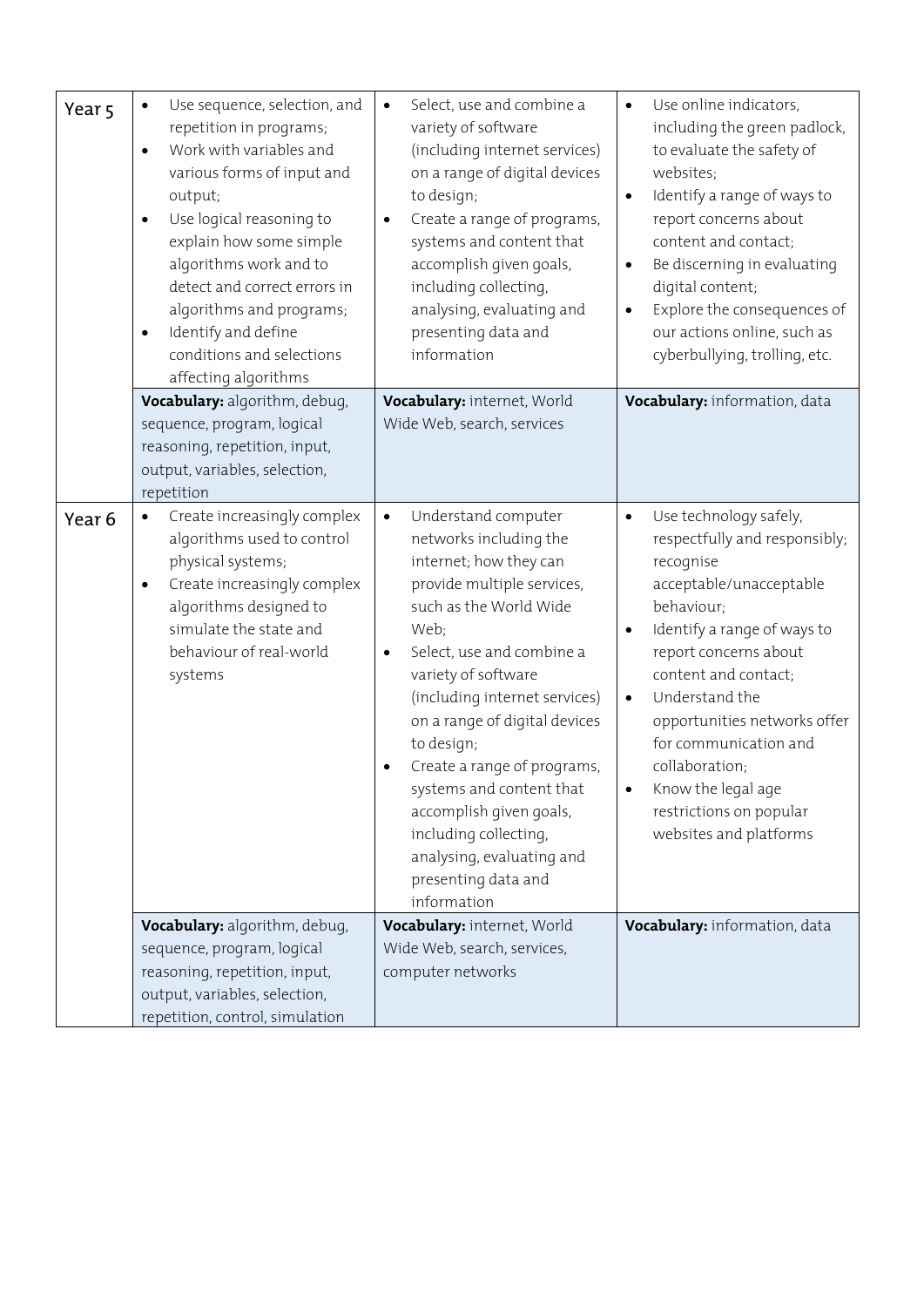| | | | |
|---|---|---|---|
| Year 5 | • Use sequence, selection, and repetition in programs;<br>• Work with variables and various forms of input and output;<br>• Use logical reasoning to explain how some simple algorithms work and to detect and correct errors in algorithms and programs;<br>• Identify and define conditions and selections affecting algorithms | • Select, use and combine a variety of software (including internet services) on a range of digital devices to design;<br>• Create a range of programs, systems and content that accomplish given goals, including collecting, analysing, evaluating and presenting data and information | • Use online indicators, including the green padlock, to evaluate the safety of websites;<br>• Identify a range of ways to report concerns about content and contact;<br>• Be discerning in evaluating digital content;<br>• Explore the consequences of our actions online, such as cyberbullying, trolling, etc. |
| | **Vocabulary:** algorithm, debug, sequence, program, logical reasoning, repetition, input, output, variables, selection, repetition | **Vocabulary:** internet, World Wide Web, search, services | **Vocabulary:** information, data |
| Year 6 | • Create increasingly complex algorithms used to control physical systems;<br>• Create increasingly complex algorithms designed to simulate the state and behaviour of real-world systems | • Understand computer networks including the internet; how they can provide multiple services, such as the World Wide Web;<br>• Select, use and combine a variety of software (including internet services) on a range of digital devices to design;<br>• Create a range of programs, systems and content that accomplish given goals, including collecting, analysing, evaluating and presenting data and information | • Use technology safely, respectfully and responsibly; recognise acceptable/unacceptable behaviour;<br>• Identify a range of ways to report concerns about content and contact;<br>• Understand the opportunities networks offer for communication and collaboration;<br>• Know the legal age restrictions on popular websites and platforms |
| | **Vocabulary:** algorithm, debug, sequence, program, logical reasoning, repetition, input, output, variables, selection, repetition, control, simulation | **Vocabulary:** internet, World Wide Web, search, services, computer networks | **Vocabulary:** information, data |